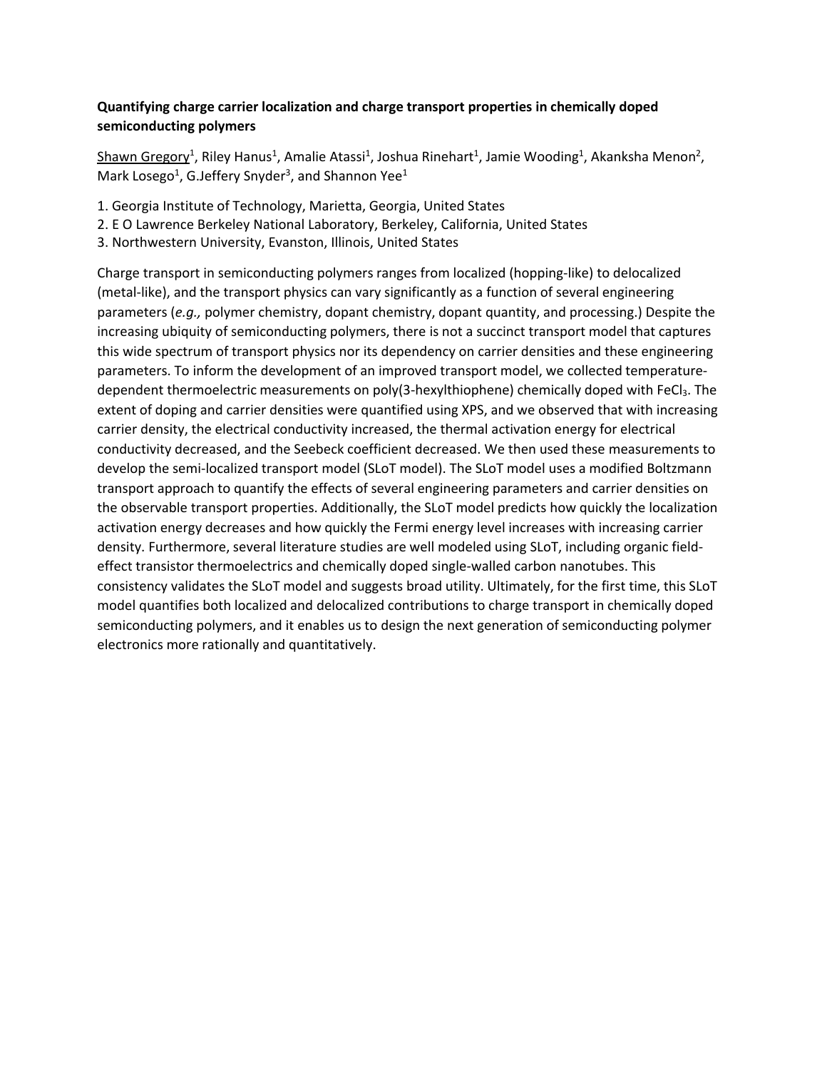**Quantifying charge carrier localization and charge transport properties in chemically doped semiconducting polymers**

Shawn Gregory[1], Riley Hanus[1], Amalie Atassi[1], Joshua Rinehart[1], Jamie Wooding[1], Akanksha Menon[2], Mark Losego[1], G.Jeffery Snyder[3], and Shannon Yee[1]

1. Georgia Institute of Technology, Marietta, Georgia, United States
2. E O Lawrence Berkeley National Laboratory, Berkeley, California, United States
3. Northwestern University, Evanston, Illinois, United States

Charge transport in semiconducting polymers ranges from localized (hopping-like) to delocalized (metal-like), and the transport physics can vary significantly as a function of several engineering parameters (*e.g.,* polymer chemistry, dopant chemistry, dopant quantity, and processing.) Despite the increasing ubiquity of semiconducting polymers, there is not a succinct transport model that captures this wide spectrum of transport physics nor its dependency on carrier densities and these engineering parameters. To inform the development of an improved transport model, we collected temperature-dependent thermoelectric measurements on poly(3-hexylthiophene) chemically doped with $FeCl_3$. The extent of doping and carrier densities were quantified using XPS, and we observed that with increasing carrier density, the electrical conductivity increased, the thermal activation energy for electrical conductivity decreased, and the Seebeck coefficient decreased. We then used these measurements to develop the semi-localized transport model (SLoT model). The SLoT model uses a modified Boltzmann transport approach to quantify the effects of several engineering parameters and carrier densities on the observable transport properties. Additionally, the SLoT model predicts how quickly the localization activation energy decreases and how quickly the Fermi energy level increases with increasing carrier density. Furthermore, several literature studies are well modeled using SLoT, including organic field-effect transistor thermoelectrics and chemically doped single-walled carbon nanotubes. This consistency validates the SLoT model and suggests broad utility. Ultimately, for the first time, this SLoT model quantifies both localized and delocalized contributions to charge transport in chemically doped semiconducting polymers, and it enables us to design the next generation of semiconducting polymer electronics more rationally and quantitatively.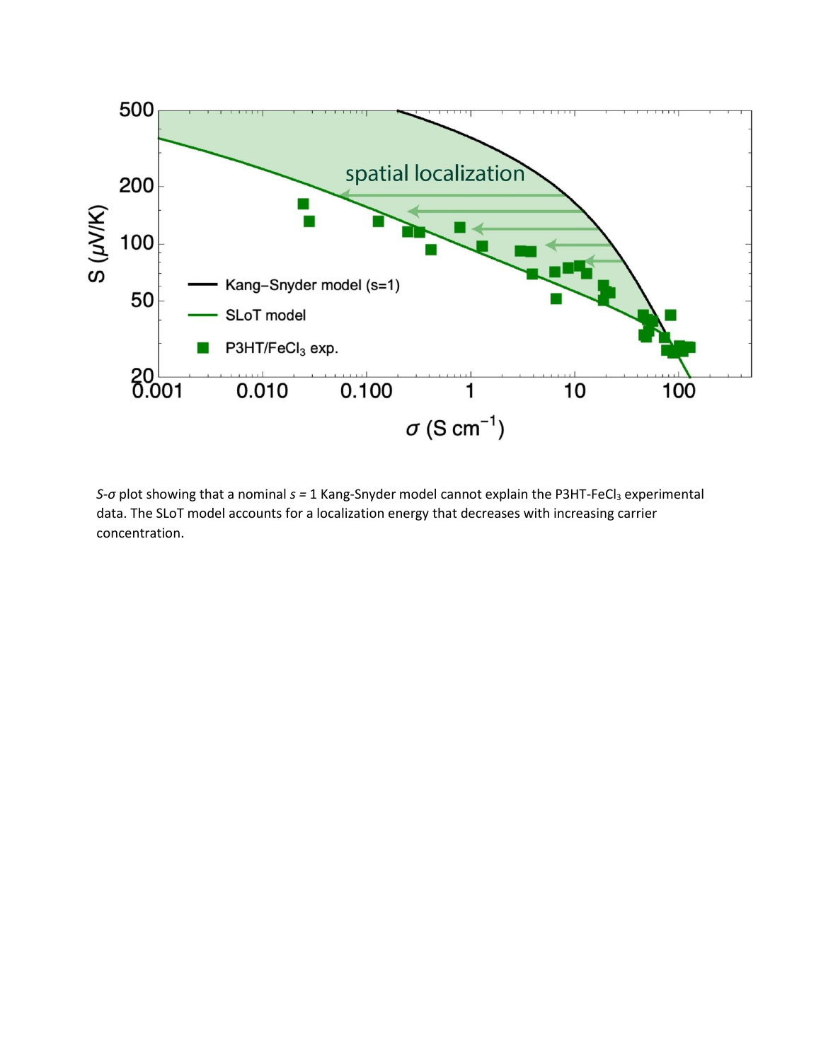500
200
100
50
20
S (μV/K)
0.001
0.010
0.100
1
10
100
σ (S cm$^{-1}$)
spatial localization
Kang–Snyder model (s=1)
SLoT model
P3HT/FeCl$_3$ exp.

*S*-*σ* plot showing that a nominal *s* = 1 Kang-Snyder model cannot explain the P3HT-$FeCl_3$ experimental data. The SLoT model accounts for a localization energy that decreases with increasing carrier concentration.